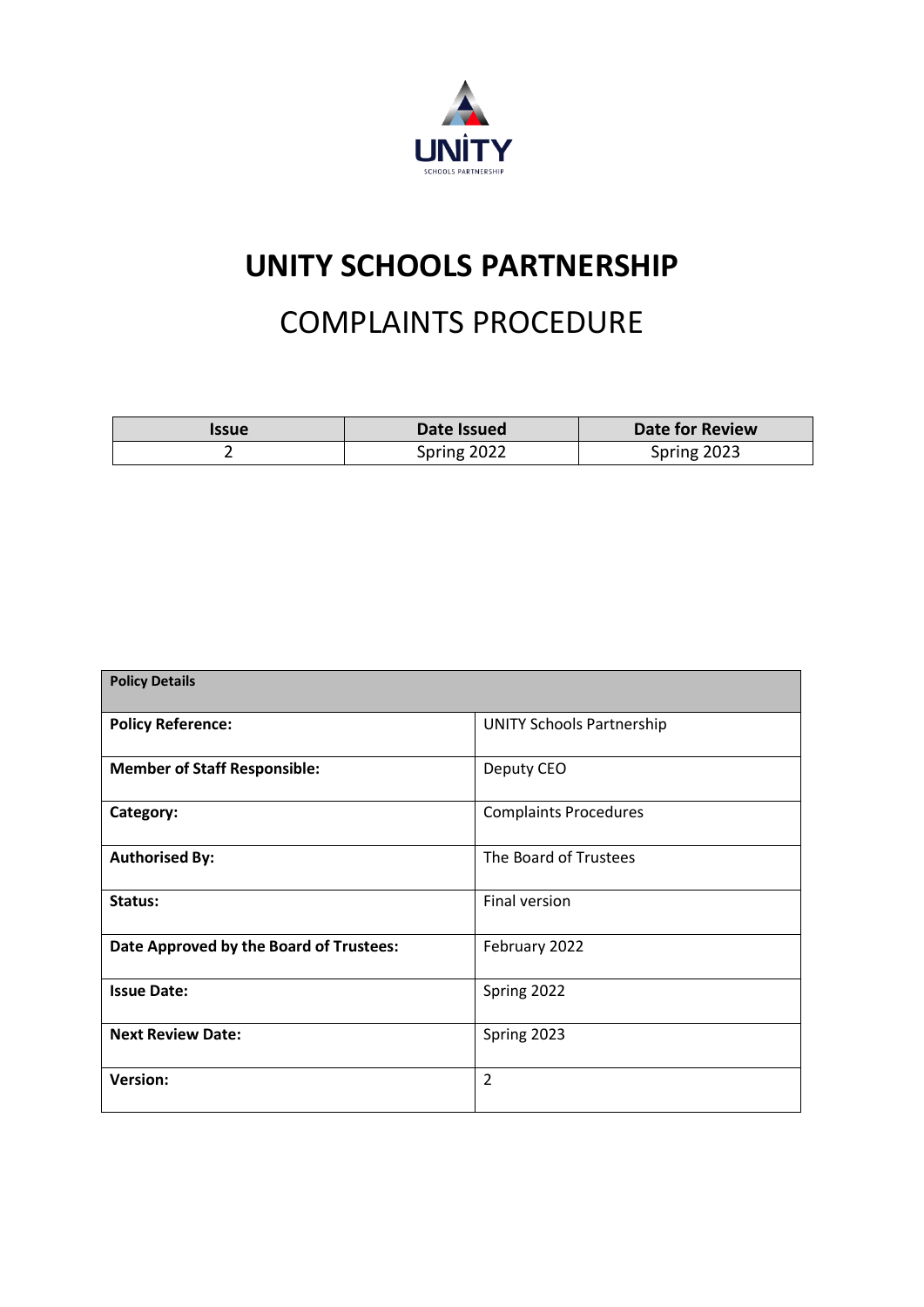UNITY

SCHOOLS PARTNERSHIP

# UNITY SCHOOLS PARTNERSHIP

## COMPLAINTS PROCEDURE

| Issue | Date Issued | Date for Review |
|---|---|---|
| 2 | Spring 2022 | Spring 2023 |

| **Policy Details** | |
|---|---|
| **Policy Reference:** | UNITY Schools Partnership |
| **Member of Staff Responsible:** | Deputy CEO |
| **Category:** | Complaints Procedures |
| **Authorised By:** | The Board of Trustees |
| **Status:** | Final version |
| **Date Approved by the Board of Trustees:** | February 2022 |
| **Issue Date:** | Spring 2022 |
| **Next Review Date:** | Spring 2023 |
| **Version:** | 2 |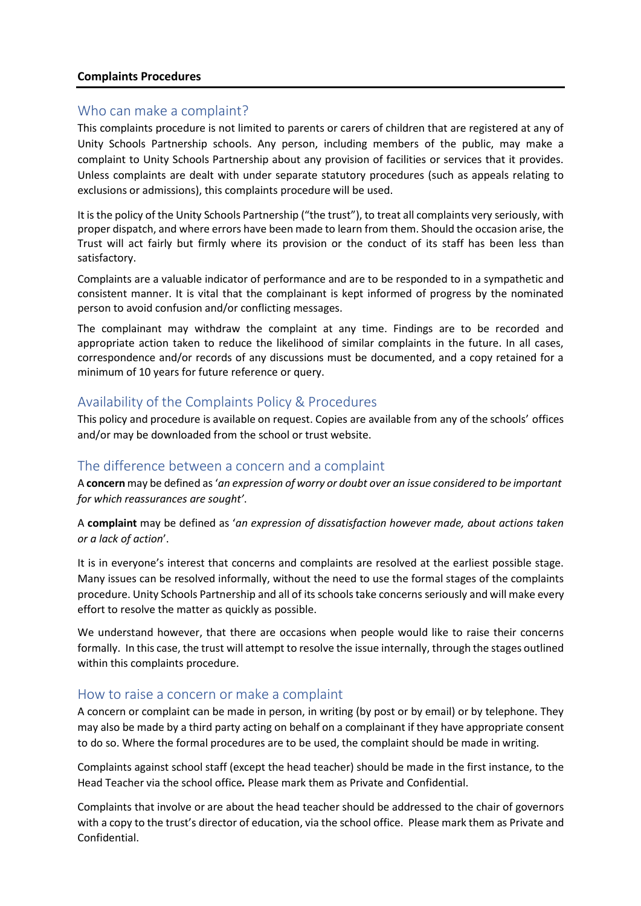**Complaints Procedures**

## Who can make a complaint?

This complaints procedure is not limited to parents or carers of children that are registered at any of Unity Schools Partnership schools. Any person, including members of the public, may make a complaint to Unity Schools Partnership about any provision of facilities or services that it provides. Unless complaints are dealt with under separate statutory procedures (such as appeals relating to exclusions or admissions), this complaints procedure will be used.

It is the policy of the Unity Schools Partnership ("the trust"), to treat all complaints very seriously, with proper dispatch, and where errors have been made to learn from them. Should the occasion arise, the Trust will act fairly but firmly where its provision or the conduct of its staff has been less than satisfactory.

Complaints are a valuable indicator of performance and are to be responded to in a sympathetic and consistent manner. It is vital that the complainant is kept informed of progress by the nominated person to avoid confusion and/or conflicting messages.

The complainant may withdraw the complaint at any time. Findings are to be recorded and appropriate action taken to reduce the likelihood of similar complaints in the future. In all cases, correspondence and/or records of any discussions must be documented, and a copy retained for a minimum of 10 years for future reference or query.

## Availability of the Complaints Policy & Procedures

This policy and procedure is available on request. Copies are available from any of the schools' offices and/or may be downloaded from the school or trust website.

## The difference between a concern and a complaint

A **concern** may be defined as '*an expression of worry or doubt over an issue considered to be important for which reassurances are sought'*.

A **complaint** may be defined as '*an expression of dissatisfaction however made, about actions taken or a lack of action*'.

It is in everyone's interest that concerns and complaints are resolved at the earliest possible stage. Many issues can be resolved informally, without the need to use the formal stages of the complaints procedure. Unity Schools Partnership and all of its schools take concerns seriously and will make every effort to resolve the matter as quickly as possible.

We understand however, that there are occasions when people would like to raise their concerns formally. In this case, the trust will attempt to resolve the issue internally, through the stages outlined within this complaints procedure.

## How to raise a concern or make a complaint

A concern or complaint can be made in person, in writing (by post or by email) or by telephone. They may also be made by a third party acting on behalf on a complainant if they have appropriate consent to do so. Where the formal procedures are to be used, the complaint should be made in writing.

Complaints against school staff (except the head teacher) should be made in the first instance, to the Head Teacher via the school office*.* Please mark them as Private and Confidential.

Complaints that involve or are about the head teacher should be addressed to the chair of governors with a copy to the trust's director of education, via the school office. Please mark them as Private and Confidential.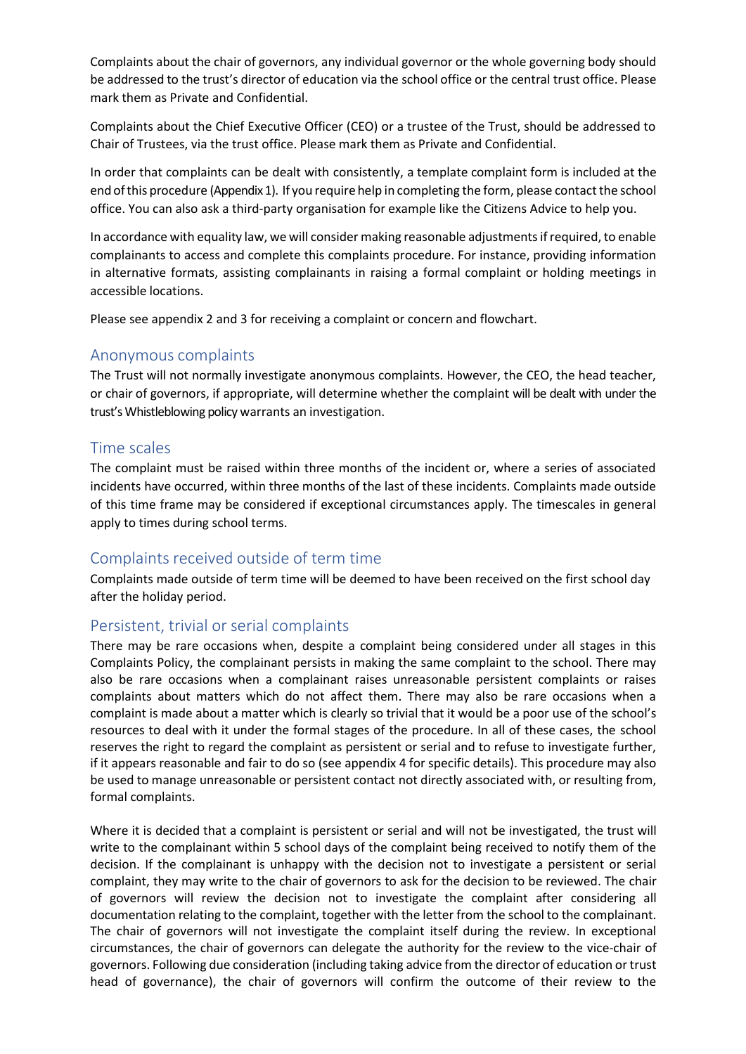Complaints about the chair of governors, any individual governor or the whole governing body should be addressed to the trust's director of education via the school office or the central trust office. Please mark them as Private and Confidential.

Complaints about the Chief Executive Officer (CEO) or a trustee of the Trust, should be addressed to Chair of Trustees, via the trust office. Please mark them as Private and Confidential.

In order that complaints can be dealt with consistently, a template complaint form is included at the end of this procedure (Appendix 1). If you require help in completing the form, please contact the school office. You can also ask a third-party organisation for example like the Citizens Advice to help you.

In accordance with equality law, we will consider making reasonable adjustments if required, to enable complainants to access and complete this complaints procedure. For instance, providing information in alternative formats, assisting complainants in raising a formal complaint or holding meetings in accessible locations.

Please see appendix 2 and 3 for receiving a complaint or concern and flowchart.

## Anonymous complaints

The Trust will not normally investigate anonymous complaints. However, the CEO, the head teacher, or chair of governors, if appropriate, will determine whether the complaint will be dealt with under the trust's Whistleblowing policy warrants an investigation.

## Time scales

The complaint must be raised within three months of the incident or, where a series of associated incidents have occurred, within three months of the last of these incidents. Complaints made outside of this time frame may be considered if exceptional circumstances apply. The timescales in general apply to times during school terms.

## Complaints received outside of term time

Complaints made outside of term time will be deemed to have been received on the first school day after the holiday period.

## Persistent, trivial or serial complaints

There may be rare occasions when, despite a complaint being considered under all stages in this Complaints Policy, the complainant persists in making the same complaint to the school. There may also be rare occasions when a complainant raises unreasonable persistent complaints or raises complaints about matters which do not affect them. There may also be rare occasions when a complaint is made about a matter which is clearly so trivial that it would be a poor use of the school's resources to deal with it under the formal stages of the procedure. In all of these cases, the school reserves the right to regard the complaint as persistent or serial and to refuse to investigate further, if it appears reasonable and fair to do so (see appendix 4 for specific details). This procedure may also be used to manage unreasonable or persistent contact not directly associated with, or resulting from, formal complaints.

Where it is decided that a complaint is persistent or serial and will not be investigated, the trust will write to the complainant within 5 school days of the complaint being received to notify them of the decision. If the complainant is unhappy with the decision not to investigate a persistent or serial complaint, they may write to the chair of governors to ask for the decision to be reviewed. The chair of governors will review the decision not to investigate the complaint after considering all documentation relating to the complaint, together with the letter from the school to the complainant. The chair of governors will not investigate the complaint itself during the review. In exceptional circumstances, the chair of governors can delegate the authority for the review to the vice-chair of governors. Following due consideration (including taking advice from the director of education or trust head of governance), the chair of governors will confirm the outcome of their review to the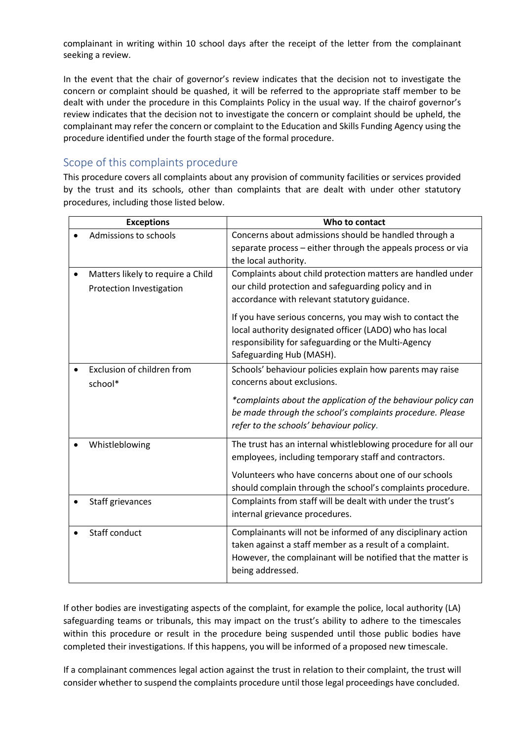complainant in writing within 10 school days after the receipt of the letter from the complainant seeking a review.

In the event that the chair of governor's review indicates that the decision not to investigate the concern or complaint should be quashed, it will be referred to the appropriate staff member to be dealt with under the procedure in this Complaints Policy in the usual way. If the chairof governor's review indicates that the decision not to investigate the concern or complaint should be upheld, the complainant may refer the concern or complaint to the Education and Skills Funding Agency using the procedure identified under the fourth stage of the formal procedure.

## Scope of this complaints procedure

This procedure covers all complaints about any provision of community facilities or services provided by the trust and its schools, other than complaints that are dealt with under other statutory procedures, including those listed below.

| Exceptions | Who to contact |
|---|---|
| • Admissions to schools | Concerns about admissions should be handled through a separate process – either through the appeals process or via the local authority. |
| • Matters likely to require a Child Protection Investigation | Complaints about child protection matters are handled under our child protection and safeguarding policy and in accordance with relevant statutory guidance.<br><br>If you have serious concerns, you may wish to contact the local authority designated officer (LADO) who has local responsibility for safeguarding or the Multi-Agency Safeguarding Hub (MASH). |
| • Exclusion of children from school* | Schools' behaviour policies explain how parents may raise concerns about exclusions.<br><br>*\*complaints about the application of the behaviour policy can be made through the school's complaints procedure. Please refer to the schools' behaviour policy.* |
| • Whistleblowing | The trust has an internal whistleblowing procedure for all our employees, including temporary staff and contractors.<br><br>Volunteers who have concerns about one of our schools should complain through the school's complaints procedure. |
| • Staff grievances | Complaints from staff will be dealt with under the trust's internal grievance procedures. |
| • Staff conduct | Complainants will not be informed of any disciplinary action taken against a staff member as a result of a complaint. However, the complainant will be notified that the matter is being addressed. |

If other bodies are investigating aspects of the complaint, for example the police, local authority (LA) safeguarding teams or tribunals, this may impact on the trust's ability to adhere to the timescales within this procedure or result in the procedure being suspended until those public bodies have completed their investigations. If this happens, you will be informed of a proposed new timescale.

If a complainant commences legal action against the trust in relation to their complaint, the trust will consider whether to suspend the complaints procedure until those legal proceedings have concluded.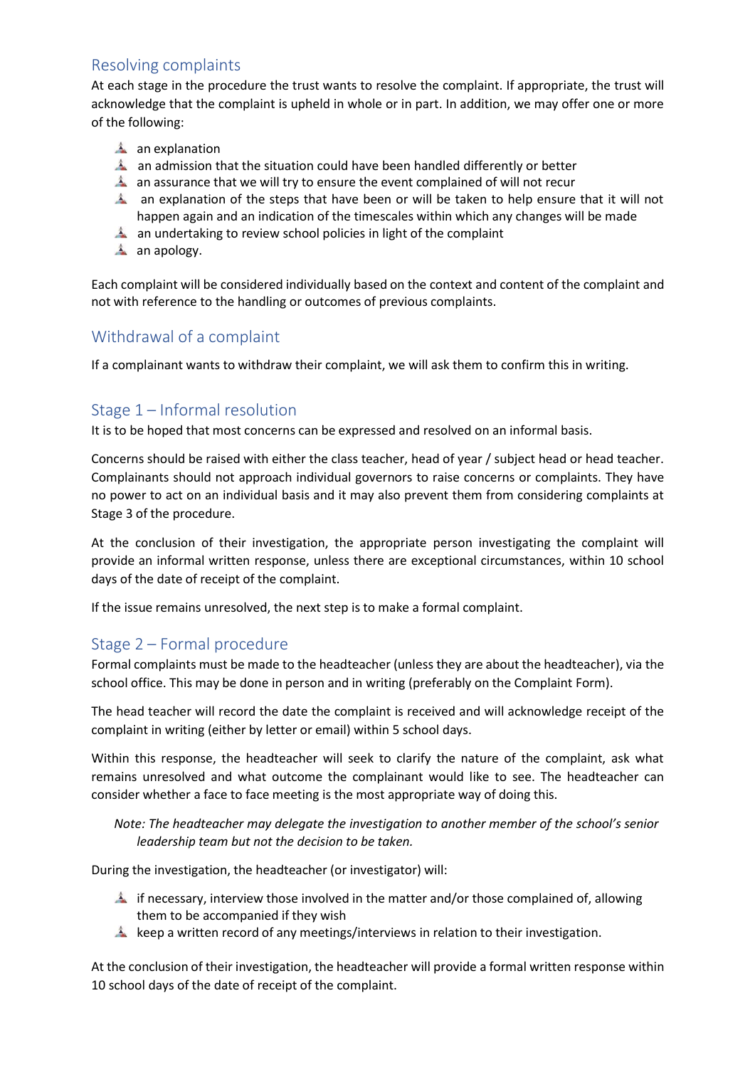## Resolving complaints

At each stage in the procedure the trust wants to resolve the complaint. If appropriate, the trust will acknowledge that the complaint is upheld in whole or in part. In addition, we may offer one or more of the following:

- an explanation
- an admission that the situation could have been handled differently or better
- an assurance that we will try to ensure the event complained of will not recur
- an explanation of the steps that have been or will be taken to help ensure that it will not happen again and an indication of the timescales within which any changes will be made
- an undertaking to review school policies in light of the complaint
- an apology.

Each complaint will be considered individually based on the context and content of the complaint and not with reference to the handling or outcomes of previous complaints.

## Withdrawal of a complaint

If a complainant wants to withdraw their complaint, we will ask them to confirm this in writing.

## Stage 1 – Informal resolution

It is to be hoped that most concerns can be expressed and resolved on an informal basis.

Concerns should be raised with either the class teacher, head of year / subject head or head teacher. Complainants should not approach individual governors to raise concerns or complaints. They have no power to act on an individual basis and it may also prevent them from considering complaints at Stage 3 of the procedure.

At the conclusion of their investigation, the appropriate person investigating the complaint will provide an informal written response, unless there are exceptional circumstances, within 10 school days of the date of receipt of the complaint.

If the issue remains unresolved, the next step is to make a formal complaint.

## Stage 2 – Formal procedure

Formal complaints must be made to the headteacher (unless they are about the headteacher), via the school office. This may be done in person and in writing (preferably on the Complaint Form).

The head teacher will record the date the complaint is received and will acknowledge receipt of the complaint in writing (either by letter or email) within 5 school days.

Within this response, the headteacher will seek to clarify the nature of the complaint, ask what remains unresolved and what outcome the complainant would like to see. The headteacher can consider whether a face to face meeting is the most appropriate way of doing this.

> *Note: The headteacher may delegate the investigation to another member of the school's senior leadership team but not the decision to be taken.*

During the investigation, the headteacher (or investigator) will:

- if necessary, interview those involved in the matter and/or those complained of, allowing them to be accompanied if they wish
- keep a written record of any meetings/interviews in relation to their investigation.

At the conclusion of their investigation, the headteacher will provide a formal written response within 10 school days of the date of receipt of the complaint.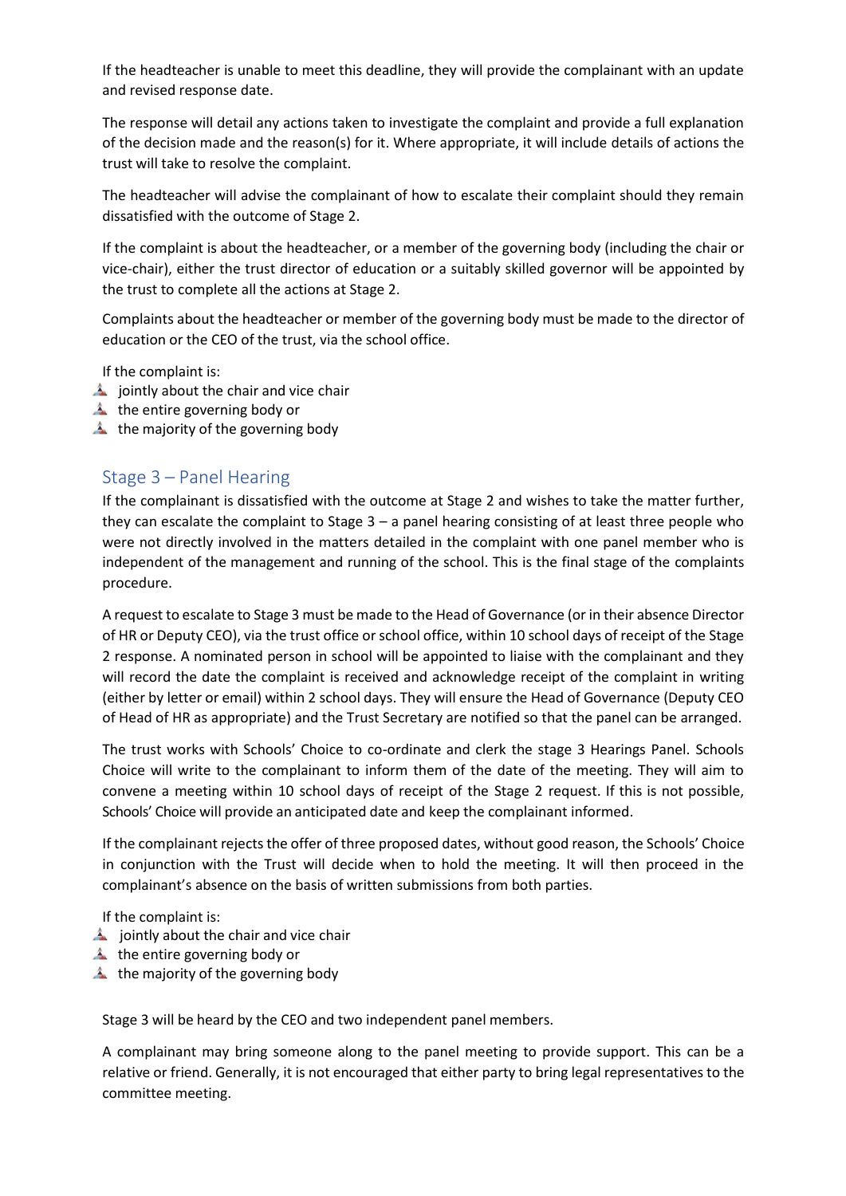If the headteacher is unable to meet this deadline, they will provide the complainant with an update and revised response date.

The response will detail any actions taken to investigate the complaint and provide a full explanation of the decision made and the reason(s) for it. Where appropriate, it will include details of actions the trust will take to resolve the complaint.

The headteacher will advise the complainant of how to escalate their complaint should they remain dissatisfied with the outcome of Stage 2.

If the complaint is about the headteacher, or a member of the governing body (including the chair or vice-chair), either the trust director of education or a suitably skilled governor will be appointed by the trust to complete all the actions at Stage 2.

Complaints about the headteacher or member of the governing body must be made to the director of education or the CEO of the trust, via the school office.

If the complaint is:

- jointly about the chair and vice chair
- the entire governing body or
- the majority of the governing body

## Stage 3 – Panel Hearing

If the complainant is dissatisfied with the outcome at Stage 2 and wishes to take the matter further, they can escalate the complaint to Stage 3 – a panel hearing consisting of at least three people who were not directly involved in the matters detailed in the complaint with one panel member who is independent of the management and running of the school. This is the final stage of the complaints procedure.

A request to escalate to Stage 3 must be made to the Head of Governance (or in their absence Director of HR or Deputy CEO), via the trust office or school office, within 10 school days of receipt of the Stage 2 response. A nominated person in school will be appointed to liaise with the complainant and they will record the date the complaint is received and acknowledge receipt of the complaint in writing (either by letter or email) within 2 school days. They will ensure the Head of Governance (Deputy CEO of Head of HR as appropriate) and the Trust Secretary are notified so that the panel can be arranged.

The trust works with Schools' Choice to co-ordinate and clerk the stage 3 Hearings Panel. Schools Choice will write to the complainant to inform them of the date of the meeting. They will aim to convene a meeting within 10 school days of receipt of the Stage 2 request. If this is not possible, Schools' Choice will provide an anticipated date and keep the complainant informed.

If the complainant rejects the offer of three proposed dates, without good reason, the Schools' Choice in conjunction with the Trust will decide when to hold the meeting. It will then proceed in the complainant's absence on the basis of written submissions from both parties.

If the complaint is:

- jointly about the chair and vice chair
- the entire governing body or
- the majority of the governing body

Stage 3 will be heard by the CEO and two independent panel members.

A complainant may bring someone along to the panel meeting to provide support. This can be a relative or friend. Generally, it is not encouraged that either party to bring legal representatives to the committee meeting.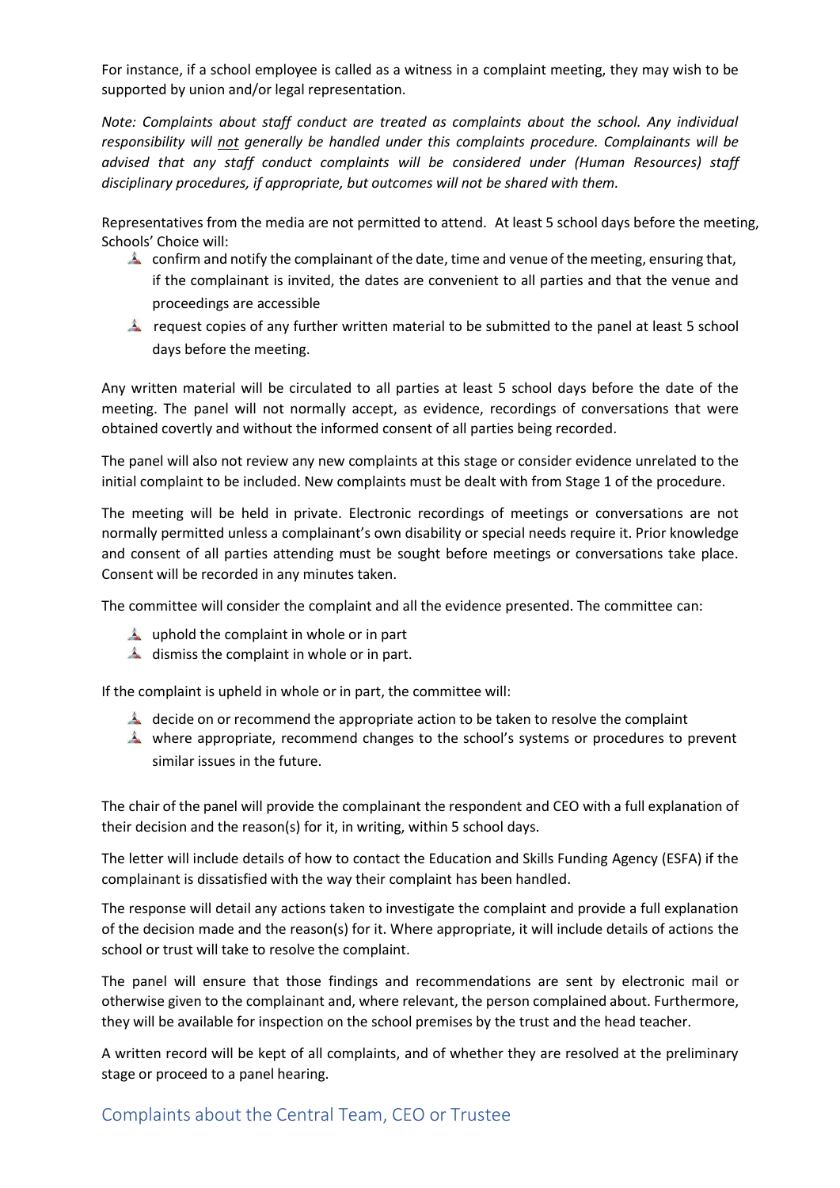For instance, if a school employee is called as a witness in a complaint meeting, they may wish to be supported by union and/or legal representation.

*Note: Complaints about staff conduct are treated as complaints about the school. Any individual responsibility will not generally be handled under this complaints procedure. Complainants will be advised that any staff conduct complaints will be considered under (Human Resources) staff disciplinary procedures, if appropriate, but outcomes will not be shared with them.*

Representatives from the media are not permitted to attend. At least 5 school days before the meeting, Schools' Choice will:

- confirm and notify the complainant of the date, time and venue of the meeting, ensuring that, if the complainant is invited, the dates are convenient to all parties and that the venue and proceedings are accessible
- request copies of any further written material to be submitted to the panel at least 5 school days before the meeting.

Any written material will be circulated to all parties at least 5 school days before the date of the meeting. The panel will not normally accept, as evidence, recordings of conversations that were obtained covertly and without the informed consent of all parties being recorded.

The panel will also not review any new complaints at this stage or consider evidence unrelated to the initial complaint to be included. New complaints must be dealt with from Stage 1 of the procedure.

The meeting will be held in private. Electronic recordings of meetings or conversations are not normally permitted unless a complainant's own disability or special needs require it. Prior knowledge and consent of all parties attending must be sought before meetings or conversations take place. Consent will be recorded in any minutes taken.

The committee will consider the complaint and all the evidence presented. The committee can:

- uphold the complaint in whole or in part
- dismiss the complaint in whole or in part.

If the complaint is upheld in whole or in part, the committee will:

- decide on or recommend the appropriate action to be taken to resolve the complaint
- where appropriate, recommend changes to the school's systems or procedures to prevent similar issues in the future.

The chair of the panel will provide the complainant the respondent and CEO with a full explanation of their decision and the reason(s) for it, in writing, within 5 school days.

The letter will include details of how to contact the Education and Skills Funding Agency (ESFA) if the complainant is dissatisfied with the way their complaint has been handled.

The response will detail any actions taken to investigate the complaint and provide a full explanation of the decision made and the reason(s) for it. Where appropriate, it will include details of actions the school or trust will take to resolve the complaint.

The panel will ensure that those findings and recommendations are sent by electronic mail or otherwise given to the complainant and, where relevant, the person complained about. Furthermore, they will be available for inspection on the school premises by the trust and the head teacher.

A written record will be kept of all complaints, and of whether they are resolved at the preliminary stage or proceed to a panel hearing.

## Complaints about the Central Team, CEO or Trustee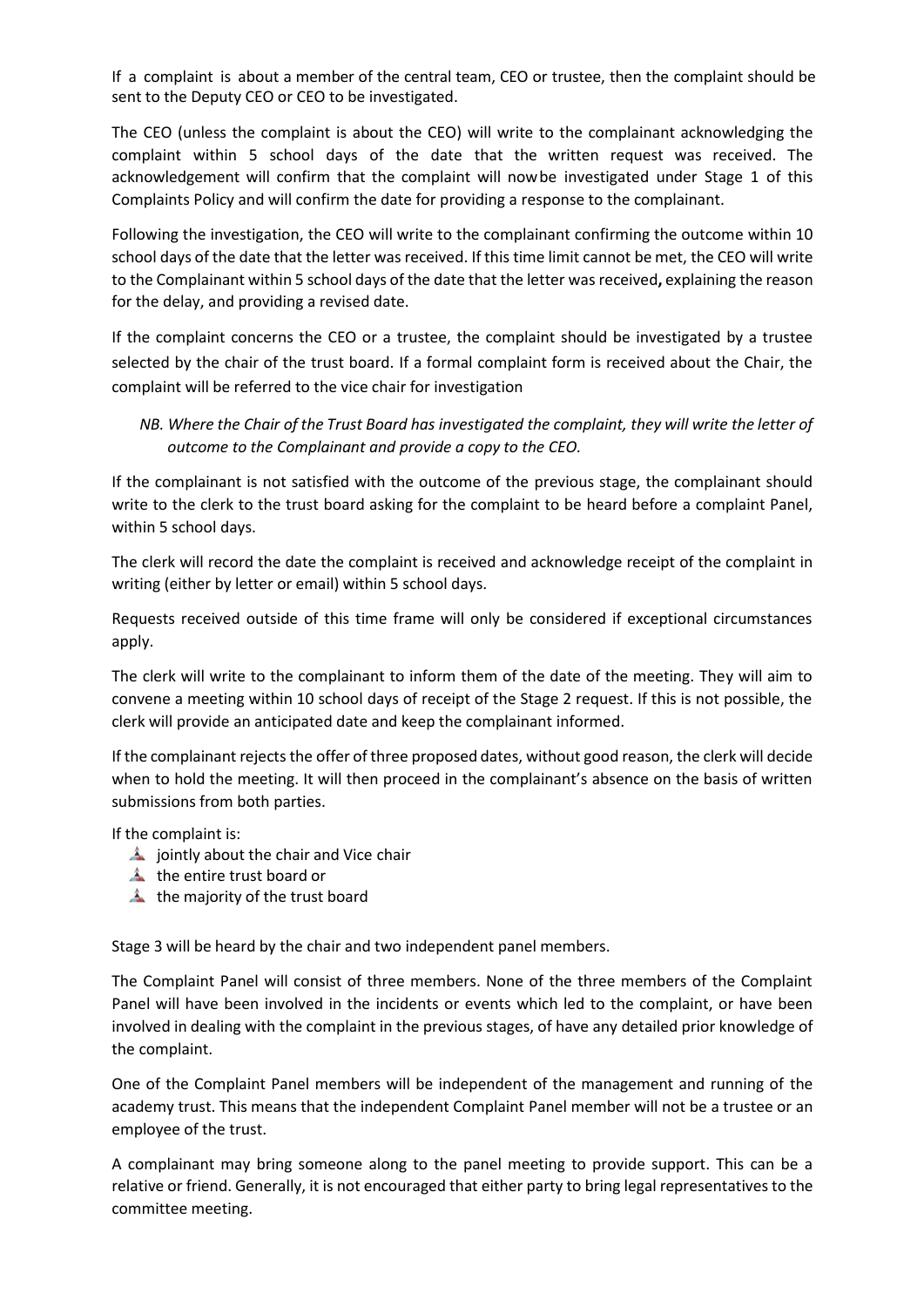If a complaint is about a member of the central team, CEO or trustee, then the complaint should be sent to the Deputy CEO or CEO to be investigated.

The CEO (unless the complaint is about the CEO) will write to the complainant acknowledging the complaint within 5 school days of the date that the written request was received. The acknowledgement will confirm that the complaint will now be investigated under Stage 1 of this Complaints Policy and will confirm the date for providing a response to the complainant.

Following the investigation, the CEO will write to the complainant confirming the outcome within 10 school days of the date that the letter was received. If this time limit cannot be met, the CEO will write to the Complainant within 5 school days of the date that the letter was received**,** explaining the reason for the delay, and providing a revised date.

If the complaint concerns the CEO or a trustee, the complaint should be investigated by a trustee selected by the chair of the trust board. If a formal complaint form is received about the Chair, the complaint will be referred to the vice chair for investigation

*NB. Where the Chair of the Trust Board has investigated the complaint, they will write the letter of outcome to the Complainant and provide a copy to the CEO.*

If the complainant is not satisfied with the outcome of the previous stage, the complainant should write to the clerk to the trust board asking for the complaint to be heard before a complaint Panel, within 5 school days.

The clerk will record the date the complaint is received and acknowledge receipt of the complaint in writing (either by letter or email) within 5 school days.

Requests received outside of this time frame will only be considered if exceptional circumstances apply.

The clerk will write to the complainant to inform them of the date of the meeting. They will aim to convene a meeting within 10 school days of receipt of the Stage 2 request. If this is not possible, the clerk will provide an anticipated date and keep the complainant informed.

If the complainant rejects the offer of three proposed dates, without good reason, the clerk will decide when to hold the meeting. It will then proceed in the complainant's absence on the basis of written submissions from both parties.

If the complaint is:

- jointly about the chair and Vice chair
- the entire trust board or
- the majority of the trust board

Stage 3 will be heard by the chair and two independent panel members.

The Complaint Panel will consist of three members. None of the three members of the Complaint Panel will have been involved in the incidents or events which led to the complaint, or have been involved in dealing with the complaint in the previous stages, of have any detailed prior knowledge of the complaint.

One of the Complaint Panel members will be independent of the management and running of the academy trust. This means that the independent Complaint Panel member will not be a trustee or an employee of the trust.

A complainant may bring someone along to the panel meeting to provide support. This can be a relative or friend. Generally, it is not encouraged that either party to bring legal representatives to the committee meeting.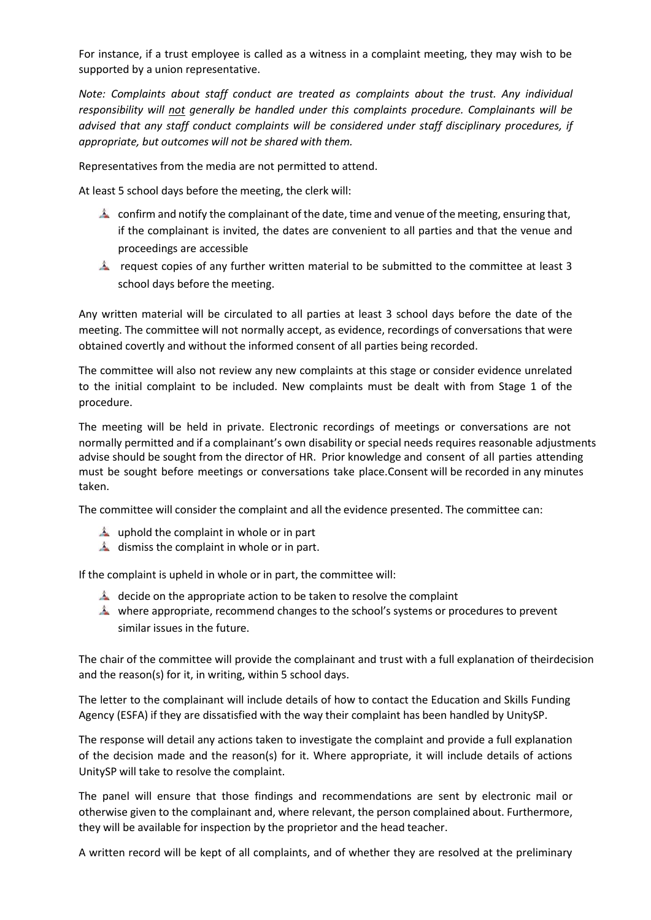For instance, if a trust employee is called as a witness in a complaint meeting, they may wish to be supported by a union representative.

*Note: Complaints about staff conduct are treated as complaints about the trust. Any individual responsibility will not generally be handled under this complaints procedure. Complainants will be advised that any staff conduct complaints will be considered under staff disciplinary procedures, if appropriate, but outcomes will not be shared with them.*

Representatives from the media are not permitted to attend.

At least 5 school days before the meeting, the clerk will:

- confirm and notify the complainant of the date, time and venue of the meeting, ensuring that, if the complainant is invited, the dates are convenient to all parties and that the venue and proceedings are accessible
- request copies of any further written material to be submitted to the committee at least 3 school days before the meeting.

Any written material will be circulated to all parties at least 3 school days before the date of the meeting. The committee will not normally accept, as evidence, recordings of conversations that were obtained covertly and without the informed consent of all parties being recorded.

The committee will also not review any new complaints at this stage or consider evidence unrelated to the initial complaint to be included. New complaints must be dealt with from Stage 1 of the procedure.

The meeting will be held in private. Electronic recordings of meetings or conversations are not normally permitted and if a complainant's own disability or special needs requires reasonable adjustments advise should be sought from the director of HR. Prior knowledge and consent of all parties attending must be sought before meetings or conversations take place.Consent will be recorded in any minutes taken.

The committee will consider the complaint and all the evidence presented. The committee can:

- uphold the complaint in whole or in part
- dismiss the complaint in whole or in part.

If the complaint is upheld in whole or in part, the committee will:

- decide on the appropriate action to be taken to resolve the complaint
- where appropriate, recommend changes to the school's systems or procedures to prevent similar issues in the future.

The chair of the committee will provide the complainant and trust with a full explanation of theirdecision and the reason(s) for it, in writing, within 5 school days.

The letter to the complainant will include details of how to contact the Education and Skills Funding Agency (ESFA) if they are dissatisfied with the way their complaint has been handled by UnitySP.

The response will detail any actions taken to investigate the complaint and provide a full explanation of the decision made and the reason(s) for it. Where appropriate, it will include details of actions UnitySP will take to resolve the complaint.

The panel will ensure that those findings and recommendations are sent by electronic mail or otherwise given to the complainant and, where relevant, the person complained about. Furthermore, they will be available for inspection by the proprietor and the head teacher.

A written record will be kept of all complaints, and of whether they are resolved at the preliminary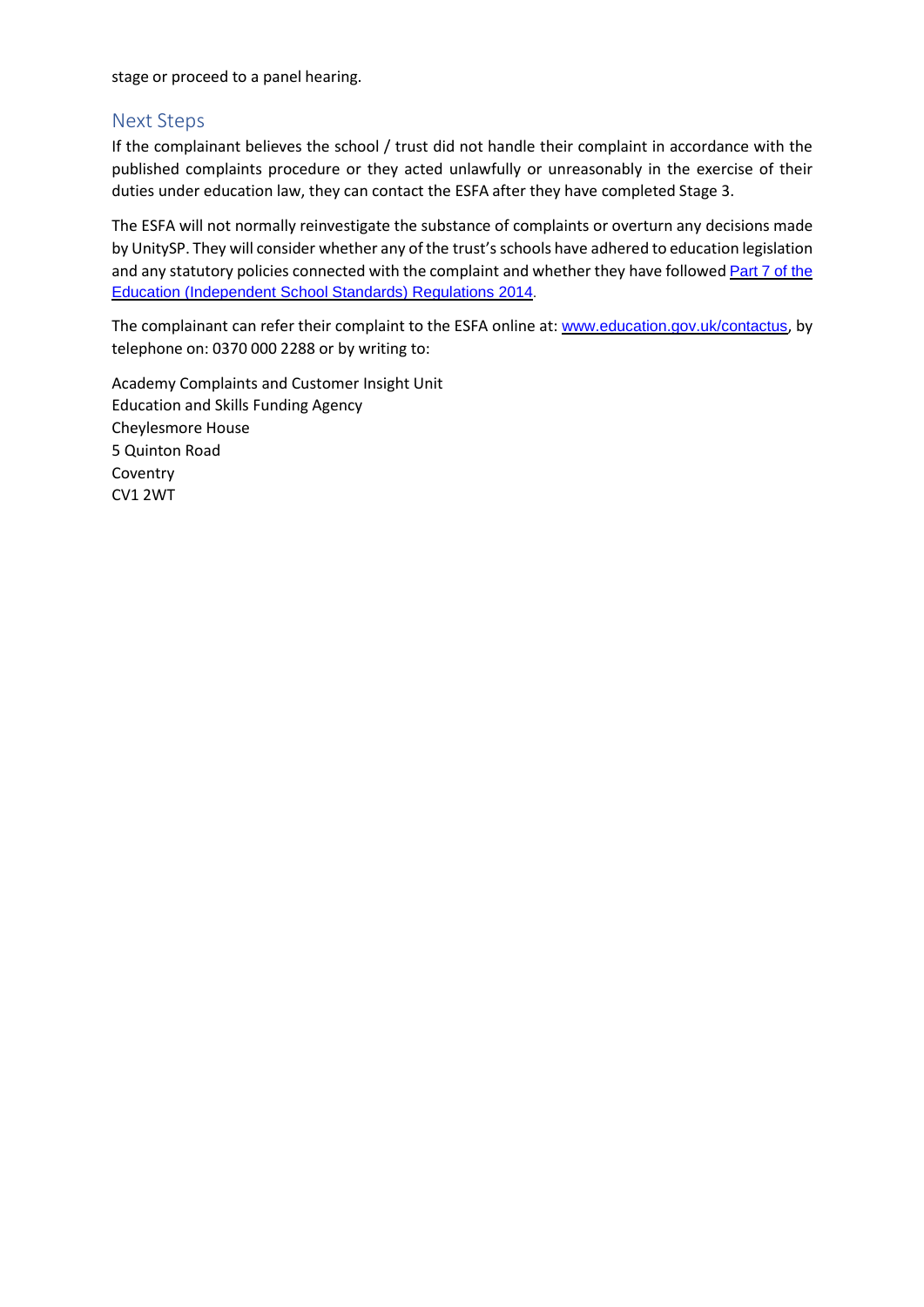stage or proceed to a panel hearing.

## Next Steps

If the complainant believes the school / trust did not handle their complaint in accordance with the published complaints procedure or they acted unlawfully or unreasonably in the exercise of their duties under education law, they can contact the ESFA after they have completed Stage 3.

The ESFA will not normally reinvestigate the substance of complaints or overturn any decisions made by UnitySP. They will consider whether any of the trust's schools have adhered to education legislation and any statutory policies connected with the complaint and whether they have followed Part 7 of the Education (Independent School Standards) Regulations 2014.

The complainant can refer their complaint to the ESFA online at: www.education.gov.uk/contactus, by telephone on: 0370 000 2288 or by writing to:

Academy Complaints and Customer Insight Unit
Education and Skills Funding Agency
Cheylesmore House
5 Quinton Road
Coventry
CV1 2WT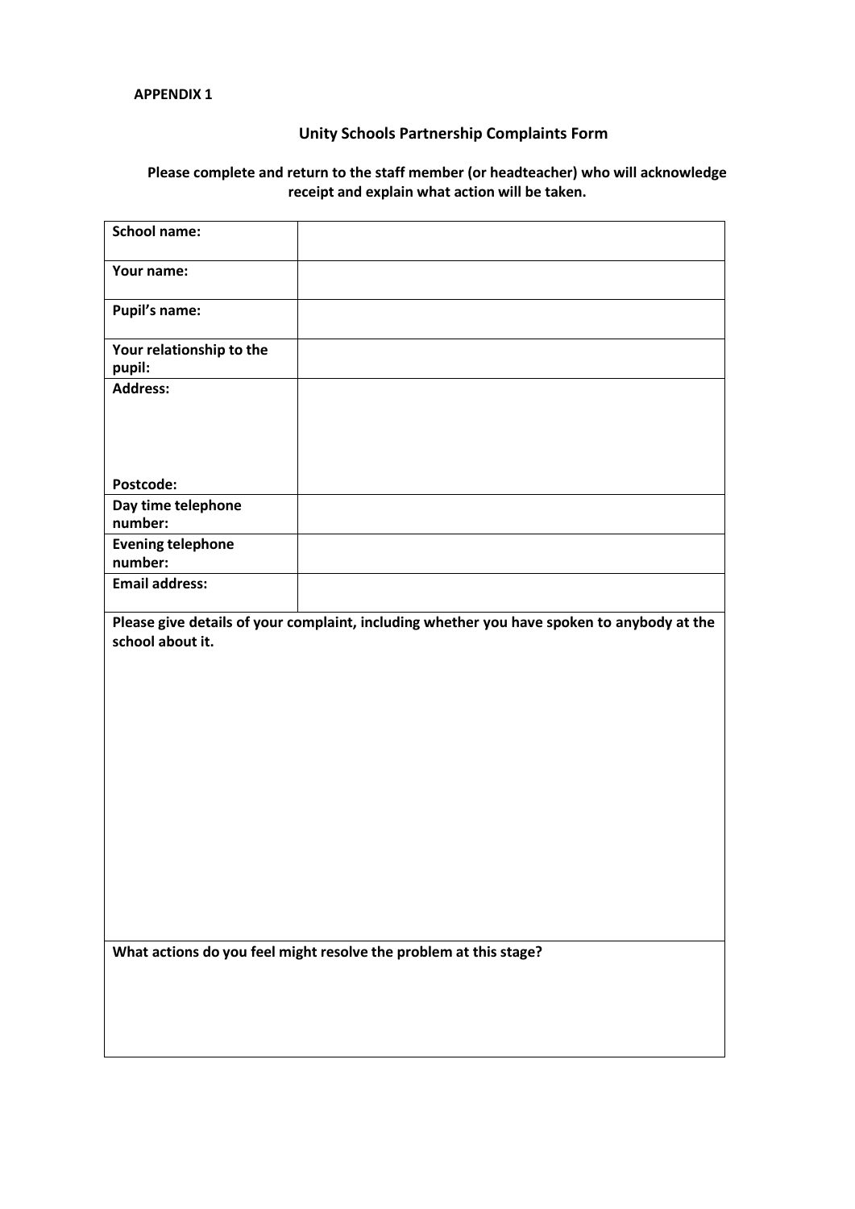**APPENDIX 1**

## Unity Schools Partnership Complaints Form

**Please complete and return to the staff member (or headteacher) who will acknowledge receipt and explain what action will be taken.**

| | |
|---|---|
| **School name:** | |
| **Your name:** | |
| **Pupil's name:** | |
| **Your relationship to the pupil:** | |
| **Address:**<br><br><br><br>**Postcode:** | |
| **Day time telephone number:** | |
| **Evening telephone number:** | |
| **Email address:** | |
| **Please give details of your complaint, including whether you have spoken to anybody at the school about it.** | |
| **What actions do you feel might resolve the problem at this stage?** | |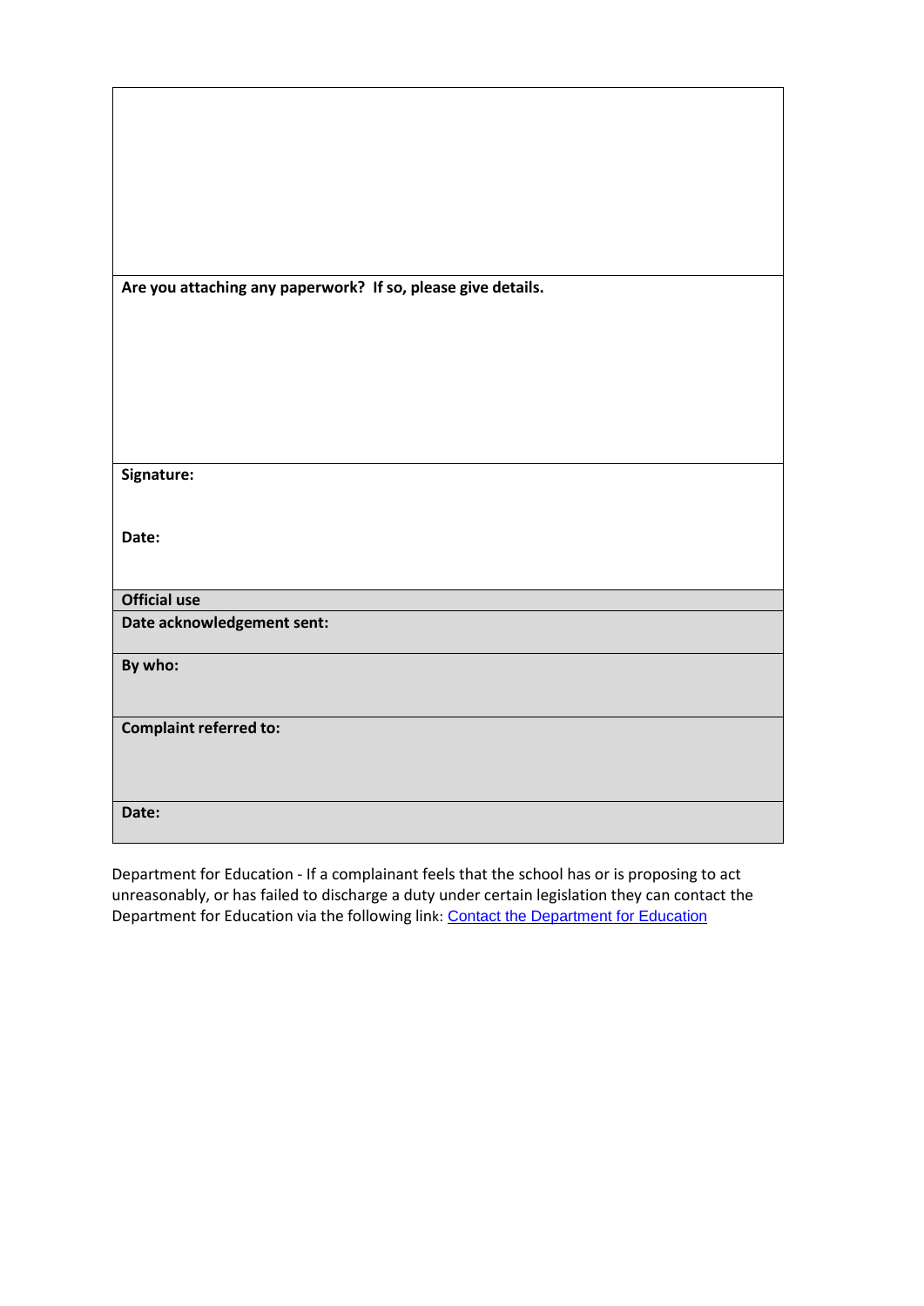| |
|---|
| |
| **Are you attaching any paperwork? If so, please give details.** |
| **Signature:**<br><br>**Date:** |
| **Official use** |
| **Date acknowledgement sent:** |
| **By who:** |
| **Complaint referred to:** |
| **Date:** |

Department for Education - If a complainant feels that the school has or is proposing to act unreasonably, or has failed to discharge a duty under certain legislation they can contact the Department for Education via the following link: Contact the Department for Education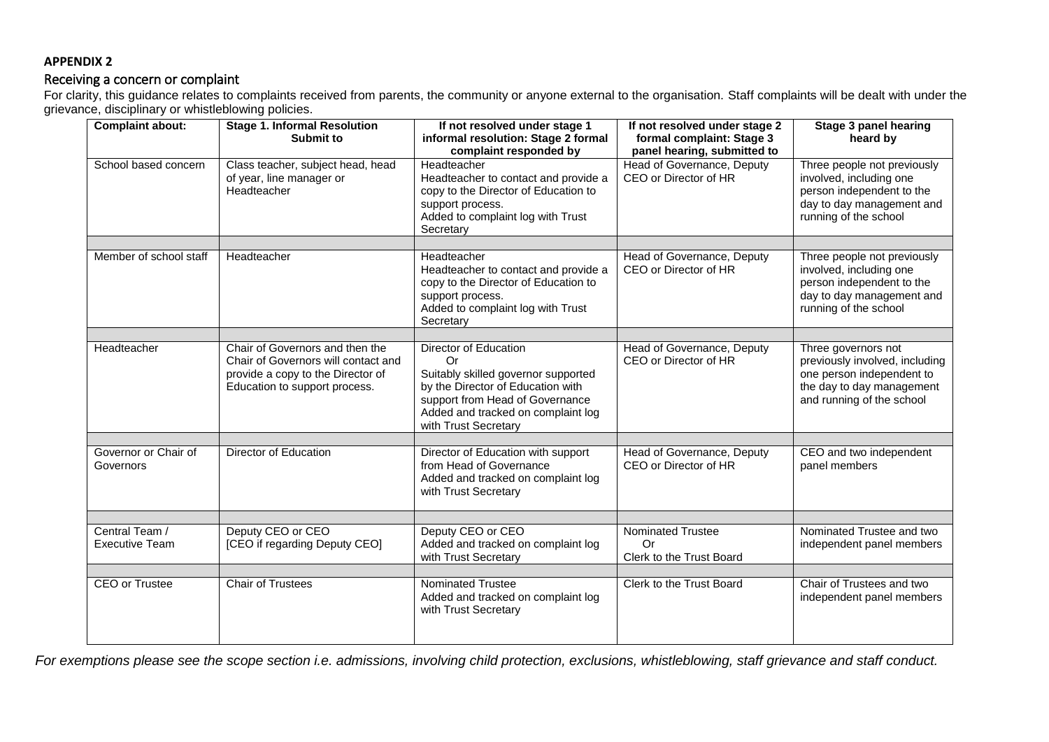**APPENDIX 2**

## Receiving a concern or complaint

For clarity, this guidance relates to complaints received from parents, the community or anyone external to the organisation. Staff complaints will be dealt with under the grievance, disciplinary or whistleblowing policies.

| Complaint about: | Stage 1. Informal Resolution Submit to | If not resolved under stage 1 informal resolution: Stage 2 formal complaint responded by | If not resolved under stage 2 formal complaint: Stage 3 panel hearing, submitted to | Stage 3 panel hearing heard by |
|---|---|---|---|---|
| School based concern | Class teacher, subject head, head of year, line manager or Headteacher | Headteacher<br>Headteacher to contact and provide a copy to the Director of Education to support process.<br>Added to complaint log with Trust Secretary | Head of Governance, Deputy CEO or Director of HR | Three people not previously involved, including one person independent to the day to day management and running of the school |
| | | | | |
| Member of school staff | Headteacher | Headteacher<br>Headteacher to contact and provide a copy to the Director of Education to support process.<br>Added to complaint log with Trust Secretary | Head of Governance, Deputy CEO or Director of HR | Three people not previously involved, including one person independent to the day to day management and running of the school |
| | | | | |
| Headteacher | Chair of Governors and then the Chair of Governors will contact and provide a copy to the Director of Education to support process. | Director of Education<br>Or<br>Suitably skilled governor supported by the Director of Education with support from Head of Governance<br>Added and tracked on complaint log with Trust Secretary | Head of Governance, Deputy CEO or Director of HR | Three governors not previously involved, including one person independent to the day to day management and running of the school |
| | | | | |
| Governor or Chair of Governors | Director of Education | Director of Education with support from Head of Governance<br>Added and tracked on complaint log with Trust Secretary | Head of Governance, Deputy CEO or Director of HR | CEO and two independent panel members |
| | | | | |
| Central Team / Executive Team | Deputy CEO or CEO<br>[CEO if regarding Deputy CEO] | Deputy CEO or CEO<br>Added and tracked on complaint log with Trust Secretary | Nominated Trustee<br>Or<br>Clerk to the Trust Board | Nominated Trustee and two independent panel members |
| | | | | |
| CEO or Trustee | Chair of Trustees | Nominated Trustee<br>Added and tracked on complaint log with Trust Secretary | Clerk to the Trust Board | Chair of Trustees and two independent panel members |

*For exemptions please see the scope section i.e. admissions, involving child protection, exclusions, whistleblowing, staff grievance and staff conduct.*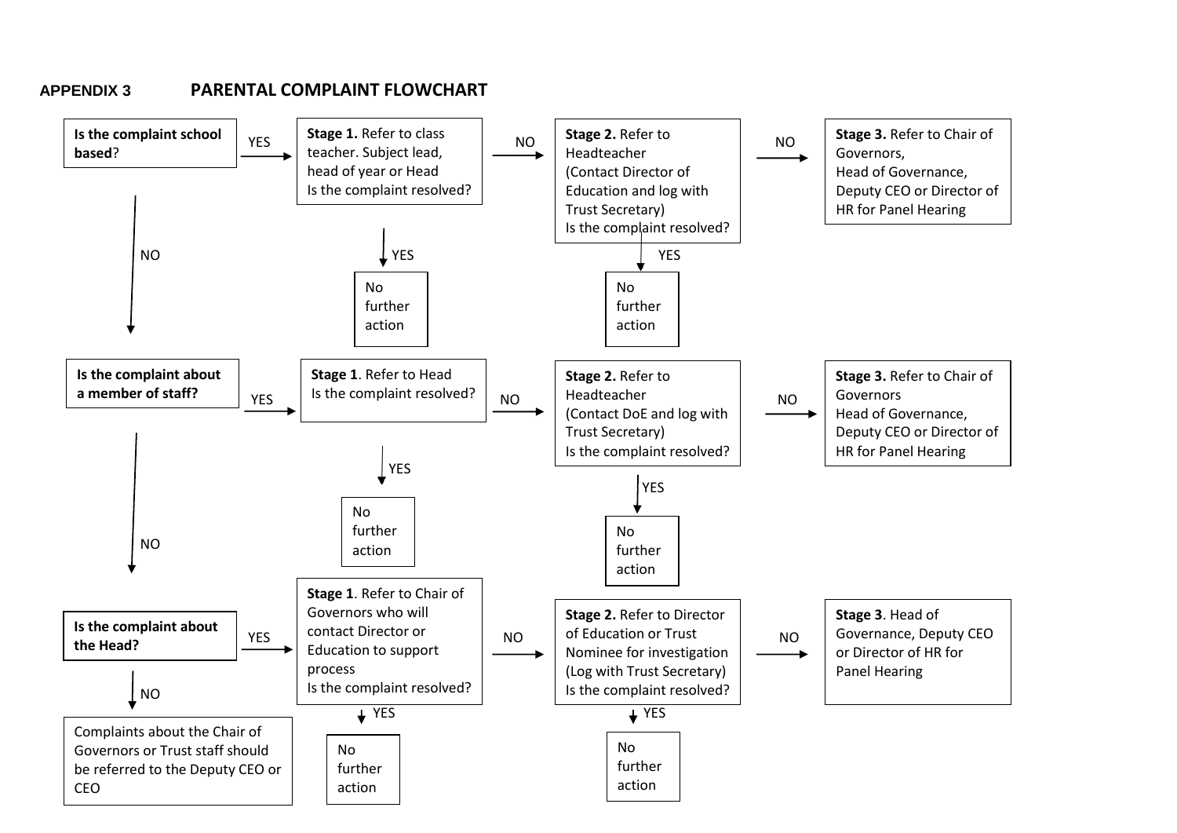**APPENDIX 3** **PARENTAL COMPLAINT FLOWCHART**

**Is the complaint school based**?

YES

**Stage 1.** Refer to class teacher. Subject lead, head of year or Head
Is the complaint resolved?

YES

No further action

NO

**Stage 2.** Refer to Headteacher
(Contact Director of Education and log with Trust Secretary)
Is the complaint resolved?

YES

No further action

NO

**Stage 3.** Refer to Chair of Governors,
Head of Governance,
Deputy CEO or Director of HR for Panel Hearing

NO

**Is the complaint about a member of staff?**

YES

**Stage 1**. Refer to Head
Is the complaint resolved?

YES

No further action

NO

**Stage 2.** Refer to Headteacher
(Contact DoE and log with Trust Secretary)
Is the complaint resolved?

YES

No further action

NO

**Stage 3.** Refer to Chair of Governors
Head of Governance,
Deputy CEO or Director of HR for Panel Hearing

NO

**Is the complaint about the Head?**

YES

**Stage 1**. Refer to Chair of Governors who will contact Director or Education to support process
Is the complaint resolved?

YES

No further action

NO

**Stage 2.** Refer to Director of Education or Trust Nominee for investigation
(Log with Trust Secretary)
Is the complaint resolved?

YES

No further action

NO

**Stage 3**. Head of Governance, Deputy CEO or Director of HR for Panel Hearing

NO

Complaints about the Chair of Governors or Trust staff should be referred to the Deputy CEO or CEO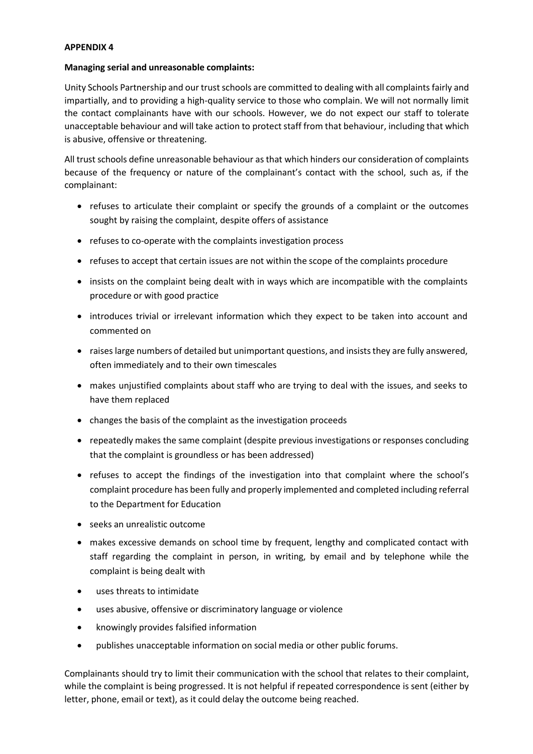**APPENDIX 4**

**Managing serial and unreasonable complaints:**

Unity Schools Partnership and our trust schools are committed to dealing with all complaints fairly and impartially, and to providing a high-quality service to those who complain. We will not normally limit the contact complainants have with our schools. However, we do not expect our staff to tolerate unacceptable behaviour and will take action to protect staff from that behaviour, including that which is abusive, offensive or threatening.

All trust schools define unreasonable behaviour as that which hinders our consideration of complaints because of the frequency or nature of the complainant's contact with the school, such as, if the complainant:

- refuses to articulate their complaint or specify the grounds of a complaint or the outcomes sought by raising the complaint, despite offers of assistance
- refuses to co-operate with the complaints investigation process
- refuses to accept that certain issues are not within the scope of the complaints procedure
- insists on the complaint being dealt with in ways which are incompatible with the complaints procedure or with good practice
- introduces trivial or irrelevant information which they expect to be taken into account and commented on
- raises large numbers of detailed but unimportant questions, and insists they are fully answered, often immediately and to their own timescales
- makes unjustified complaints about staff who are trying to deal with the issues, and seeks to have them replaced
- changes the basis of the complaint as the investigation proceeds
- repeatedly makes the same complaint (despite previous investigations or responses concluding that the complaint is groundless or has been addressed)
- refuses to accept the findings of the investigation into that complaint where the school's complaint procedure has been fully and properly implemented and completed including referral to the Department for Education
- seeks an unrealistic outcome
- makes excessive demands on school time by frequent, lengthy and complicated contact with staff regarding the complaint in person, in writing, by email and by telephone while the complaint is being dealt with
- uses threats to intimidate
- uses abusive, offensive or discriminatory language or violence
- knowingly provides falsified information
- publishes unacceptable information on social media or other public forums.

Complainants should try to limit their communication with the school that relates to their complaint, while the complaint is being progressed. It is not helpful if repeated correspondence is sent (either by letter, phone, email or text), as it could delay the outcome being reached.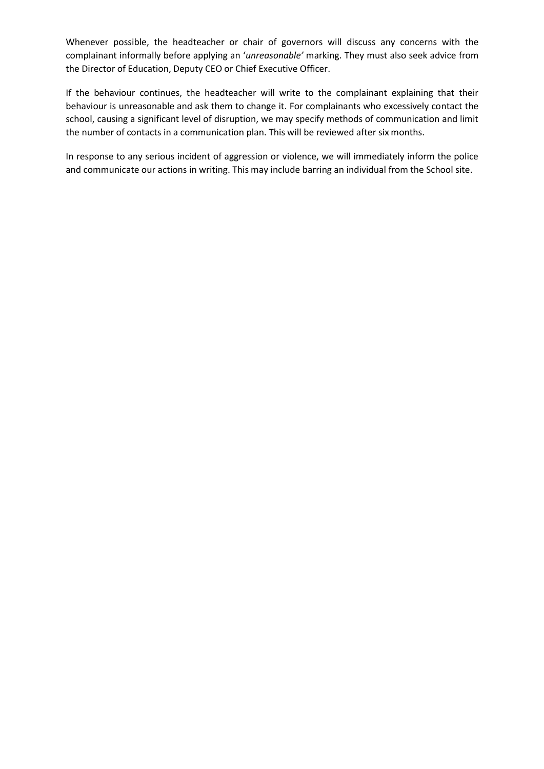Whenever possible, the headteacher or chair of governors will discuss any concerns with the complainant informally before applying an '*unreasonable'* marking. They must also seek advice from the Director of Education, Deputy CEO or Chief Executive Officer.

If the behaviour continues, the headteacher will write to the complainant explaining that their behaviour is unreasonable and ask them to change it. For complainants who excessively contact the school, causing a significant level of disruption, we may specify methods of communication and limit the number of contacts in a communication plan. This will be reviewed after six months.

In response to any serious incident of aggression or violence, we will immediately inform the police and communicate our actions in writing. This may include barring an individual from the School site.